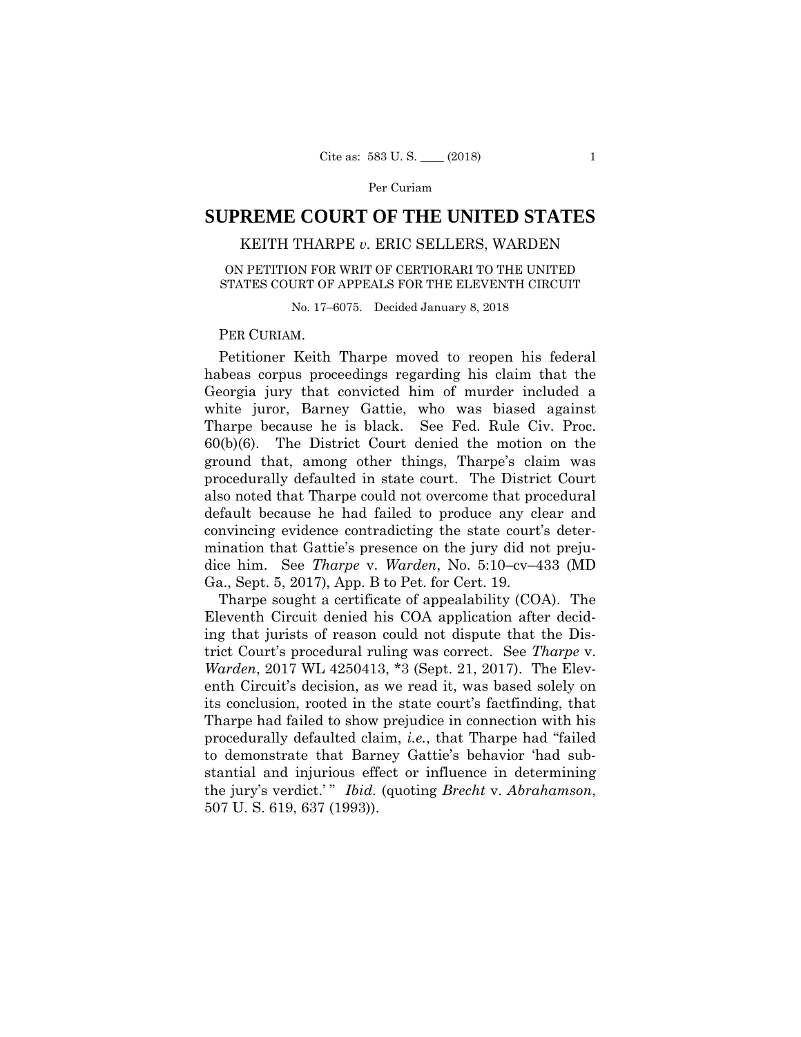Per Curiam

# SUPREME COURT OF THE UNITED STATES

## KEITH THARPE *v.* ERIC SELLERS, WARDEN

ON PETITION FOR WRIT OF CERTIORARI TO THE UNITED STATES COURT OF APPEALS FOR THE ELEVENTH CIRCUIT

No. 17–6075. Decided January 8, 2018

PER CURIAM.

Petitioner Keith Tharpe moved to reopen his federal habeas corpus proceedings regarding his claim that the Georgia jury that convicted him of murder included a white juror, Barney Gattie, who was biased against Tharpe because he is black. See Fed. Rule Civ. Proc. 60(b)(6). The District Court denied the motion on the ground that, among other things, Tharpe's claim was procedurally defaulted in state court. The District Court also noted that Tharpe could not overcome that procedural default because he had failed to produce any clear and convincing evidence contradicting the state court's determination that Gattie's presence on the jury did not prejudice him. See *Tharpe* v. *Warden*, No. 5:10–cv–433 (MD Ga., Sept. 5, 2017), App. B to Pet. for Cert. 19.

Tharpe sought a certificate of appealability (COA). The Eleventh Circuit denied his COA application after deciding that jurists of reason could not dispute that the District Court's procedural ruling was correct. See *Tharpe* v. *Warden*, 2017 WL 4250413, \*3 (Sept. 21, 2017). The Eleventh Circuit's decision, as we read it, was based solely on its conclusion, rooted in the state court's factfinding, that Tharpe had failed to show prejudice in connection with his procedurally defaulted claim, *i.e.*, that Tharpe had "failed to demonstrate that Barney Gattie's behavior 'had substantial and injurious effect or influence in determining the jury's verdict.' " *Ibid.* (quoting *Brecht* v. *Abrahamson*, 507 U. S. 619, 637 (1993)).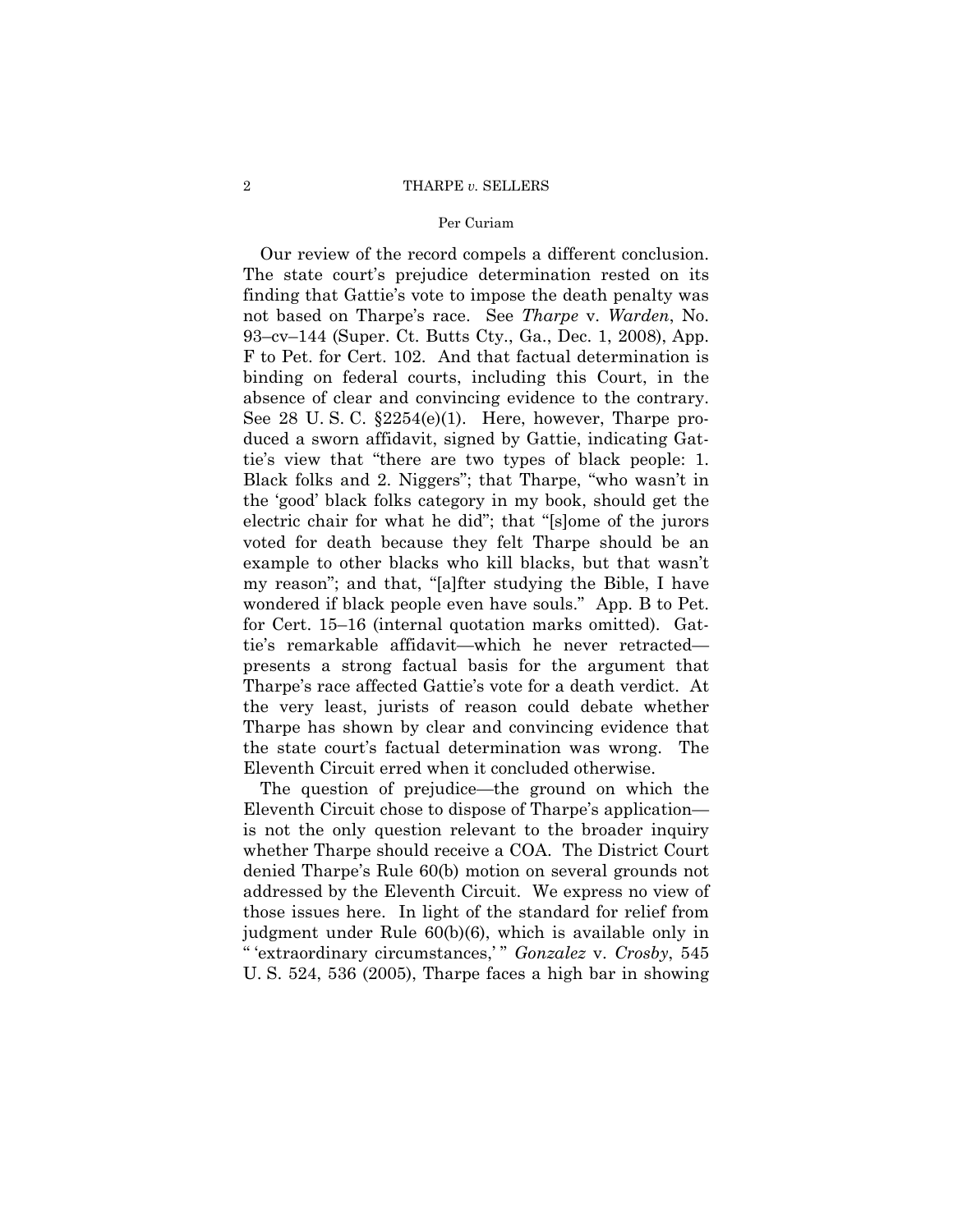Our review of the record compels a different conclusion. The state court's prejudice determination rested on its finding that Gattie's vote to impose the death penalty was not based on Tharpe's race. See *Tharpe* v. *Warden*, No. 93–cv–144 (Super. Ct. Butts Cty., Ga., Dec. 1, 2008), App. F to Pet. for Cert. 102. And that factual determination is binding on federal courts, including this Court, in the absence of clear and convincing evidence to the contrary. See 28 U. S. C. §2254(e)(1). Here, however, Tharpe produced a sworn affidavit, signed by Gattie, indicating Gattie's view that "there are two types of black people: 1. Black folks and 2. Niggers"; that Tharpe, "who wasn't in the 'good' black folks category in my book, should get the electric chair for what he did"; that "[s]ome of the jurors voted for death because they felt Tharpe should be an example to other blacks who kill blacks, but that wasn't my reason"; and that, "[a]fter studying the Bible, I have wondered if black people even have souls." App. B to Pet. for Cert. 15–16 (internal quotation marks omitted). Gattie's remarkable affidavit—which he never retracted—presents a strong factual basis for the argument that Tharpe's race affected Gattie's vote for a death verdict. At the very least, jurists of reason could debate whether Tharpe has shown by clear and convincing evidence that the state court's factual determination was wrong. The Eleventh Circuit erred when it concluded otherwise.

The question of prejudice—the ground on which the Eleventh Circuit chose to dispose of Tharpe's application—is not the only question relevant to the broader inquiry whether Tharpe should receive a COA. The District Court denied Tharpe's Rule 60(b) motion on several grounds not addressed by the Eleventh Circuit. We express no view of those issues here. In light of the standard for relief from judgment under Rule 60(b)(6), which is available only in " 'extraordinary circumstances,' " *Gonzalez* v. *Crosby*, 545 U. S. 524, 536 (2005), Tharpe faces a high bar in showing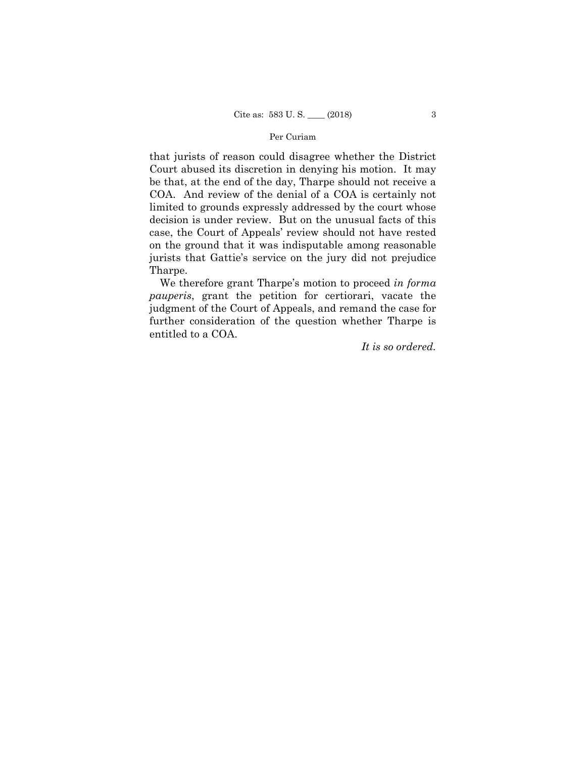that jurists of reason could disagree whether the District Court abused its discretion in denying his motion. It may be that, at the end of the day, Tharpe should not receive a COA. And review of the denial of a COA is certainly not limited to grounds expressly addressed by the court whose decision is under review. But on the unusual facts of this case, the Court of Appeals' review should not have rested on the ground that it was indisputable among reasonable jurists that Gattie's service on the jury did not prejudice Tharpe.

We therefore grant Tharpe's motion to proceed *in forma pauperis*, grant the petition for certiorari, vacate the judgment of the Court of Appeals, and remand the case for further consideration of the question whether Tharpe is entitled to a COA.

*It is so ordered.*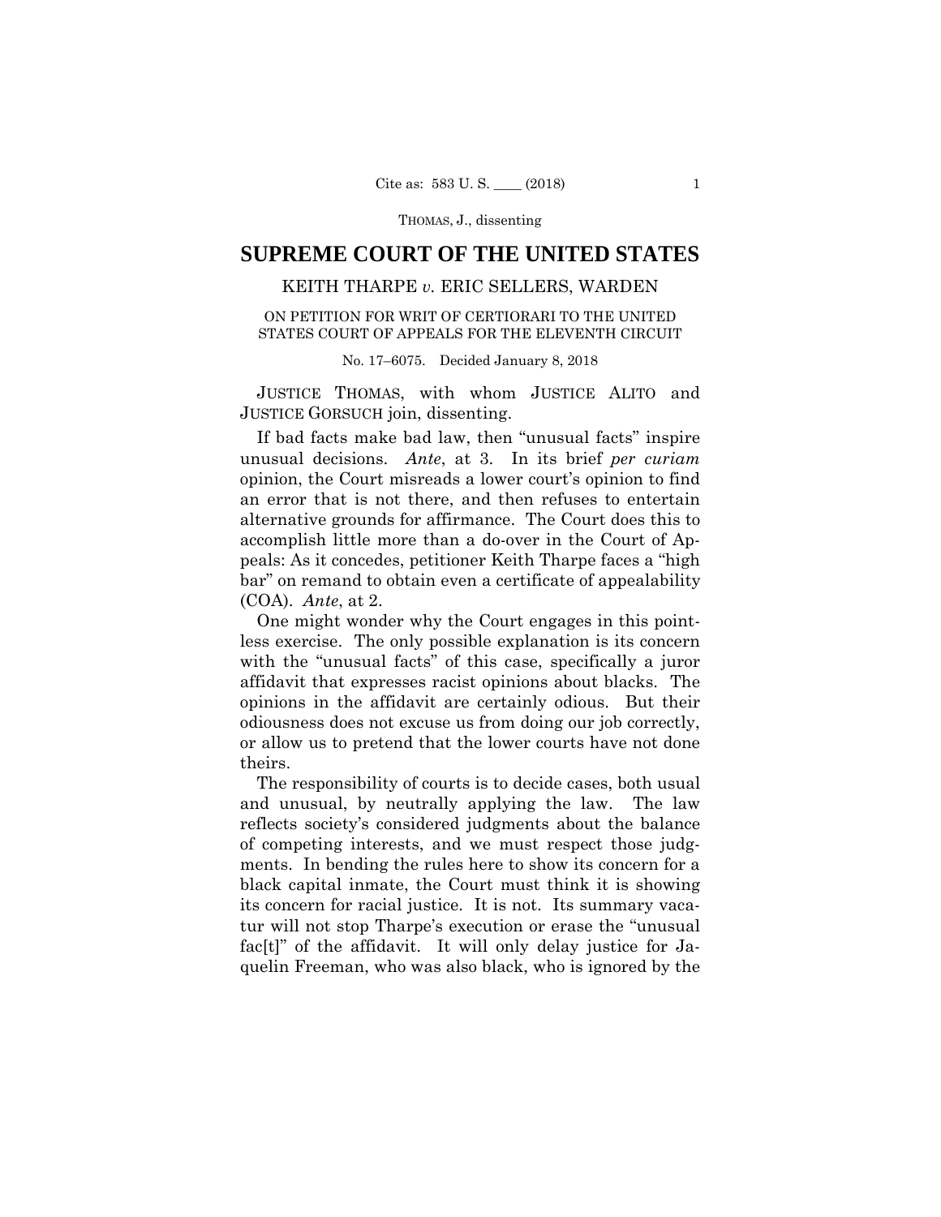# SUPREME COURT OF THE UNITED STATES

KEITH THARPE *v.* ERIC SELLERS, WARDEN

ON PETITION FOR WRIT OF CERTIORARI TO THE UNITED STATES COURT OF APPEALS FOR THE ELEVENTH CIRCUIT

No. 17–6075. Decided January 8, 2018

JUSTICE THOMAS, with whom JUSTICE ALITO and JUSTICE GORSUCH join, dissenting.

If bad facts make bad law, then "unusual facts" inspire unusual decisions. *Ante*, at 3. In its brief *per curiam* opinion, the Court misreads a lower court's opinion to find an error that is not there, and then refuses to entertain alternative grounds for affirmance. The Court does this to accomplish little more than a do-over in the Court of Appeals: As it concedes, petitioner Keith Tharpe faces a "high bar" on remand to obtain even a certificate of appealability (COA). *Ante*, at 2.

One might wonder why the Court engages in this pointless exercise. The only possible explanation is its concern with the "unusual facts" of this case, specifically a juror affidavit that expresses racist opinions about blacks. The opinions in the affidavit are certainly odious. But their odiousness does not excuse us from doing our job correctly, or allow us to pretend that the lower courts have not done theirs.

The responsibility of courts is to decide cases, both usual and unusual, by neutrally applying the law. The law reflects society's considered judgments about the balance of competing interests, and we must respect those judgments. In bending the rules here to show its concern for a black capital inmate, the Court must think it is showing its concern for racial justice. It is not. Its summary vacatur will not stop Tharpe's execution or erase the "unusual fac[t]" of the affidavit. It will only delay justice for Jaquelin Freeman, who was also black, who is ignored by the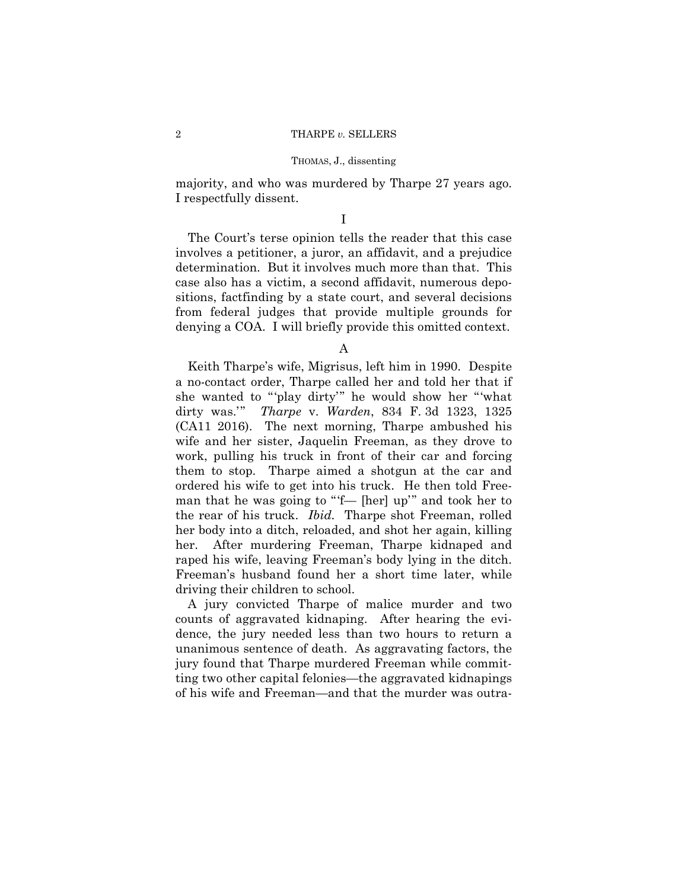majority, and who was murdered by Tharpe 27 years ago. I respectfully dissent.

I

The Court's terse opinion tells the reader that this case involves a petitioner, a juror, an affidavit, and a prejudice determination. But it involves much more than that. This case also has a victim, a second affidavit, numerous depositions, factfinding by a state court, and several decisions from federal judges that provide multiple grounds for denying a COA. I will briefly provide this omitted context.

A

Keith Tharpe's wife, Migrisus, left him in 1990. Despite a no-contact order, Tharpe called her and told her that if she wanted to "'play dirty'" he would show her "'what dirty was.'" *Tharpe* v. *Warden*, 834 F. 3d 1323, 1325 (CA11 2016). The next morning, Tharpe ambushed his wife and her sister, Jaquelin Freeman, as they drove to work, pulling his truck in front of their car and forcing them to stop. Tharpe aimed a shotgun at the car and ordered his wife to get into his truck. He then told Freeman that he was going to "'f— [her] up'" and took her to the rear of his truck. *Ibid.* Tharpe shot Freeman, rolled her body into a ditch, reloaded, and shot her again, killing her. After murdering Freeman, Tharpe kidnaped and raped his wife, leaving Freeman's body lying in the ditch. Freeman's husband found her a short time later, while driving their children to school.

A jury convicted Tharpe of malice murder and two counts of aggravated kidnaping. After hearing the evidence, the jury needed less than two hours to return a unanimous sentence of death. As aggravating factors, the jury found that Tharpe murdered Freeman while committing two other capital felonies—the aggravated kidnapings of his wife and Freeman—and that the murder was outra-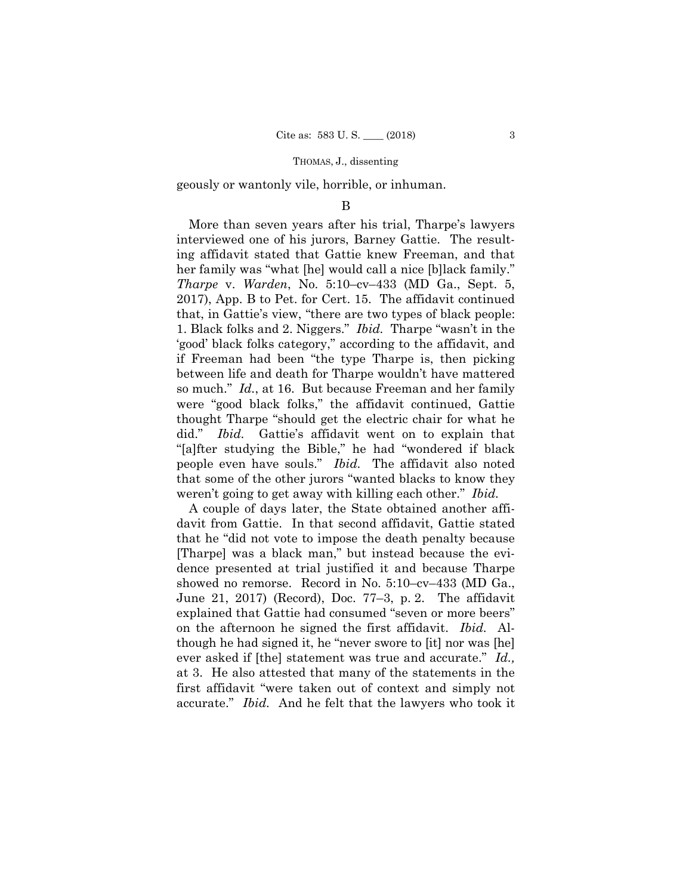geously or wantonly vile, horrible, or inhuman.

B

More than seven years after his trial, Tharpe's lawyers interviewed one of his jurors, Barney Gattie. The resulting affidavit stated that Gattie knew Freeman, and that her family was "what [he] would call a nice [b]lack family." *Tharpe* v. *Warden*, No. 5:10–cv–433 (MD Ga., Sept. 5, 2017), App. B to Pet. for Cert. 15. The affidavit continued that, in Gattie's view, "there are two types of black people: 1. Black folks and 2. Niggers." *Ibid.* Tharpe "wasn't in the 'good' black folks category," according to the affidavit, and if Freeman had been "the type Tharpe is, then picking between life and death for Tharpe wouldn't have mattered so much." *Id.*, at 16. But because Freeman and her family were "good black folks," the affidavit continued, Gattie thought Tharpe "should get the electric chair for what he did." *Ibid.* Gattie's affidavit went on to explain that "[a]fter studying the Bible," he had "wondered if black people even have souls." *Ibid.* The affidavit also noted that some of the other jurors "wanted blacks to know they weren't going to get away with killing each other." *Ibid.*

A couple of days later, the State obtained another affidavit from Gattie. In that second affidavit, Gattie stated that he "did not vote to impose the death penalty because [Tharpe] was a black man," but instead because the evidence presented at trial justified it and because Tharpe showed no remorse. Record in No. 5:10–cv–433 (MD Ga., June 21, 2017) (Record), Doc. 77–3, p. 2. The affidavit explained that Gattie had consumed "seven or more beers" on the afternoon he signed the first affidavit. *Ibid.* Although he had signed it, he "never swore to [it] nor was [he] ever asked if [the] statement was true and accurate." *Id.,* at 3. He also attested that many of the statements in the first affidavit "were taken out of context and simply not accurate." *Ibid.* And he felt that the lawyers who took it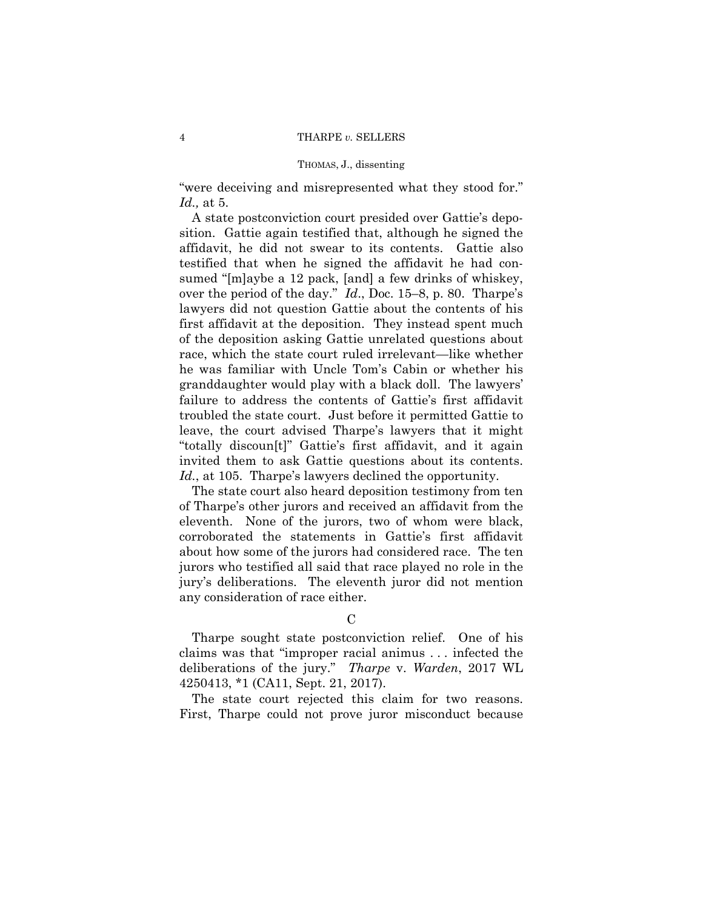"were deceiving and misrepresented what they stood for." *Id.,* at 5.

A state postconviction court presided over Gattie's deposition. Gattie again testified that, although he signed the affidavit, he did not swear to its contents. Gattie also testified that when he signed the affidavit he had consumed "[m]aybe a 12 pack, [and] a few drinks of whiskey, over the period of the day." *Id*., Doc. 15–8, p. 80. Tharpe's lawyers did not question Gattie about the contents of his first affidavit at the deposition. They instead spent much of the deposition asking Gattie unrelated questions about race, which the state court ruled irrelevant—like whether he was familiar with Uncle Tom's Cabin or whether his granddaughter would play with a black doll. The lawyers' failure to address the contents of Gattie's first affidavit troubled the state court. Just before it permitted Gattie to leave, the court advised Tharpe's lawyers that it might "totally discoun[t]" Gattie's first affidavit, and it again invited them to ask Gattie questions about its contents. *Id*., at 105. Tharpe's lawyers declined the opportunity.

The state court also heard deposition testimony from ten of Tharpe's other jurors and received an affidavit from the eleventh. None of the jurors, two of whom were black, corroborated the statements in Gattie's first affidavit about how some of the jurors had considered race. The ten jurors who testified all said that race played no role in the jury's deliberations. The eleventh juror did not mention any consideration of race either.

### C

Tharpe sought state postconviction relief. One of his claims was that "improper racial animus . . . infected the deliberations of the jury." *Tharpe* v. *Warden*, 2017 WL 4250413, \*1 (CA11, Sept. 21, 2017).

The state court rejected this claim for two reasons. First, Tharpe could not prove juror misconduct because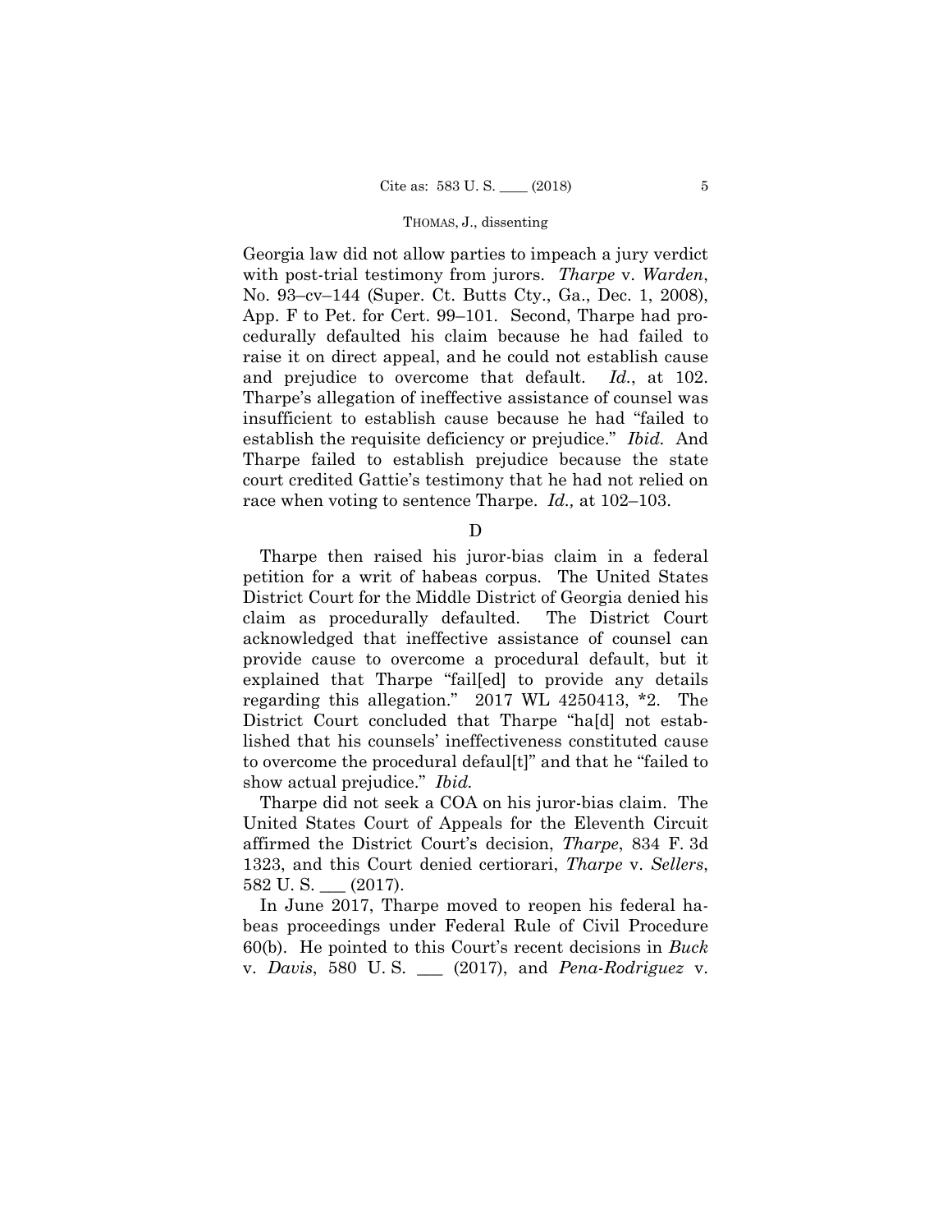Georgia law did not allow parties to impeach a jury verdict with post-trial testimony from jurors. *Tharpe* v. *Warden*, No. 93–cv–144 (Super. Ct. Butts Cty., Ga., Dec. 1, 2008), App. F to Pet. for Cert. 99–101. Second, Tharpe had procedurally defaulted his claim because he had failed to raise it on direct appeal, and he could not establish cause and prejudice to overcome that default. *Id.*, at 102. Tharpe's allegation of ineffective assistance of counsel was insufficient to establish cause because he had "failed to establish the requisite deficiency or prejudice." *Ibid.* And Tharpe failed to establish prejudice because the state court credited Gattie's testimony that he had not relied on race when voting to sentence Tharpe. *Id.,* at 102–103.

D

Tharpe then raised his juror-bias claim in a federal petition for a writ of habeas corpus. The United States District Court for the Middle District of Georgia denied his claim as procedurally defaulted. The District Court acknowledged that ineffective assistance of counsel can provide cause to overcome a procedural default, but it explained that Tharpe "fail[ed] to provide any details regarding this allegation." 2017 WL 4250413, *2. The District Court concluded that Tharpe "ha[d] not established that his counsels' ineffectiveness constituted cause to overcome the procedural defaul[t]" and that he "failed to show actual prejudice." *Ibid.*

Tharpe did not seek a COA on his juror-bias claim. The United States Court of Appeals for the Eleventh Circuit affirmed the District Court's decision, *Tharpe*, 834 F. 3d 1323, and this Court denied certiorari, *Tharpe* v. *Sellers*, 582 U. S. ___ (2017).

In June 2017, Tharpe moved to reopen his federal habeas proceedings under Federal Rule of Civil Procedure 60(b). He pointed to this Court's recent decisions in *Buck* v. *Davis*, 580 U. S. ___ (2017), and *Pena-Rodriguez* v.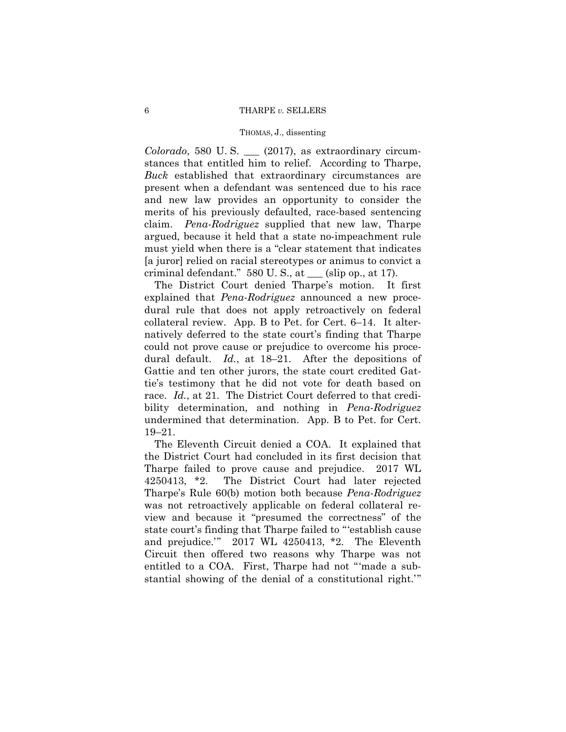*Colorado*, 580 U. S. ___ (2017), as extraordinary circumstances that entitled him to relief. According to Tharpe, *Buck* established that extraordinary circumstances are present when a defendant was sentenced due to his race and new law provides an opportunity to consider the merits of his previously defaulted, race-based sentencing claim. *Pena-Rodriguez* supplied that new law, Tharpe argued, because it held that a state no-impeachment rule must yield when there is a "clear statement that indicates [a juror] relied on racial stereotypes or animus to convict a criminal defendant." 580 U. S., at ___ (slip op., at 17).

The District Court denied Tharpe's motion. It first explained that *Pena-Rodriguez* announced a new procedural rule that does not apply retroactively on federal collateral review. App. B to Pet. for Cert. 6–14. It alternatively deferred to the state court's finding that Tharpe could not prove cause or prejudice to overcome his procedural default. *Id.*, at 18–21. After the depositions of Gattie and ten other jurors, the state court credited Gattie's testimony that he did not vote for death based on race. *Id.*, at 21. The District Court deferred to that credibility determination, and nothing in *Pena-Rodriguez* undermined that determination. App. B to Pet. for Cert. 19–21.

The Eleventh Circuit denied a COA. It explained that the District Court had concluded in its first decision that Tharpe failed to prove cause and prejudice. 2017 WL 4250413, *2. The District Court had later rejected Tharpe's Rule 60(b) motion both because *Pena-Rodriguez* was not retroactively applicable on federal collateral review and because it "presumed the correctness" of the state court's finding that Tharpe failed to "'establish cause and prejudice.'" 2017 WL 4250413, *2. The Eleventh Circuit then offered two reasons why Tharpe was not entitled to a COA. First, Tharpe had not "'made a substantial showing of the denial of a constitutional right.'"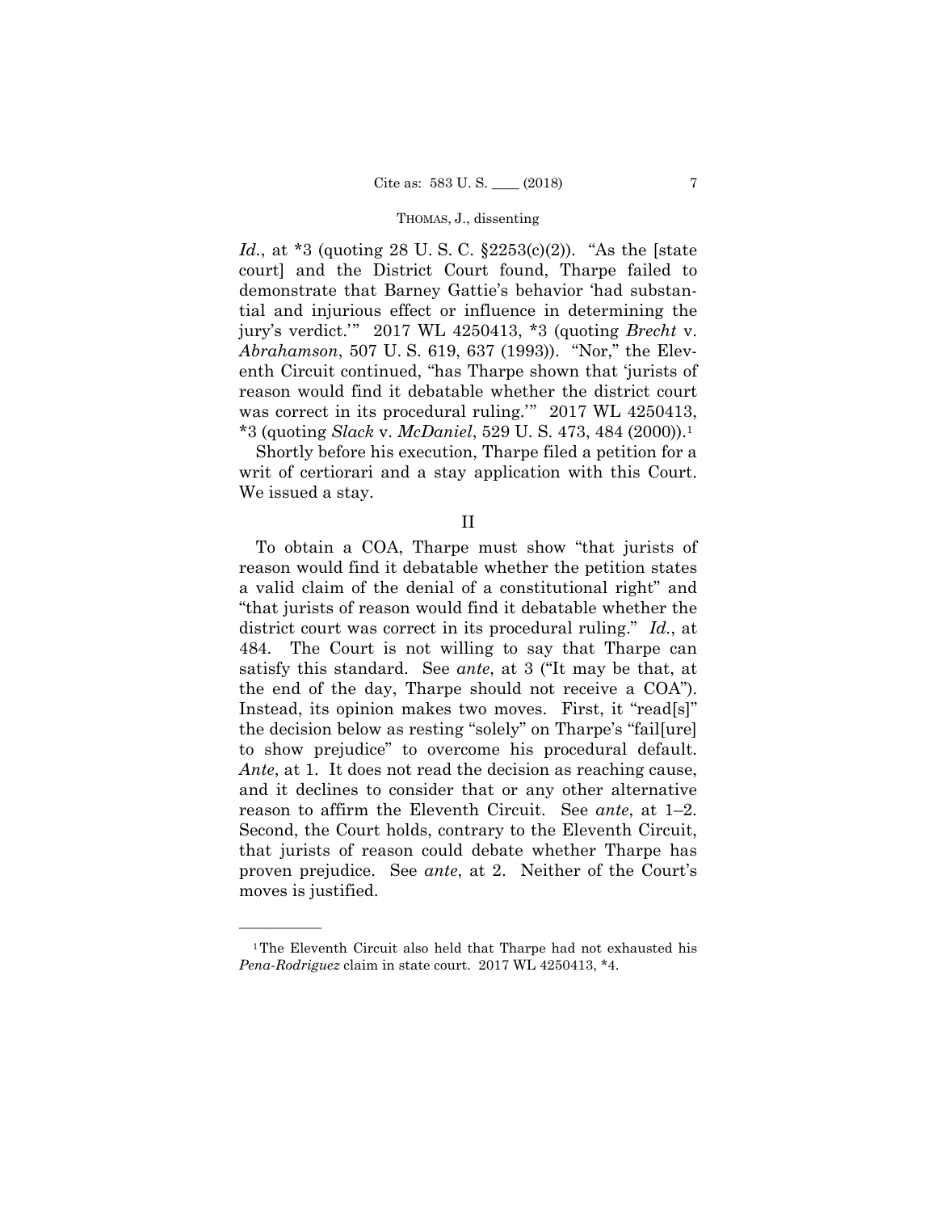*Id.*, at *3 (quoting 28 U. S. C. §2253(c)(2)). "As the [state court] and the District Court found, Tharpe failed to demonstrate that Barney Gattie's behavior 'had substantial and injurious effect or influence in determining the jury's verdict.'" 2017 WL 4250413, *3 (quoting *Brecht* v. *Abrahamson*, 507 U. S. 619, 637 (1993)). "Nor," the Eleventh Circuit continued, "has Tharpe shown that 'jurists of reason would find it debatable whether the district court was correct in its procedural ruling.'" 2017 WL 4250413, *3 (quoting *Slack* v. *McDaniel*, 529 U. S. 473, 484 (2000)).[1]

Shortly before his execution, Tharpe filed a petition for a writ of certiorari and a stay application with this Court. We issued a stay.

## II

To obtain a COA, Tharpe must show "that jurists of reason would find it debatable whether the petition states a valid claim of the denial of a constitutional right" and "that jurists of reason would find it debatable whether the district court was correct in its procedural ruling." *Id.*, at 484. The Court is not willing to say that Tharpe can satisfy this standard. See *ante*, at 3 ("It may be that, at the end of the day, Tharpe should not receive a COA"). Instead, its opinion makes two moves. First, it "read[s]" the decision below as resting "solely" on Tharpe's "fail[ure] to show prejudice" to overcome his procedural default. *Ante*, at 1. It does not read the decision as reaching cause, and it declines to consider that or any other alternative reason to affirm the Eleventh Circuit. See *ante*, at 1–2. Second, the Court holds, contrary to the Eleventh Circuit, that jurists of reason could debate whether Tharpe has proven prejudice. See *ante*, at 2. Neither of the Court's moves is justified.

---

[1] The Eleventh Circuit also held that Tharpe had not exhausted his *Pena-Rodriguez* claim in state court. 2017 WL 4250413, *4.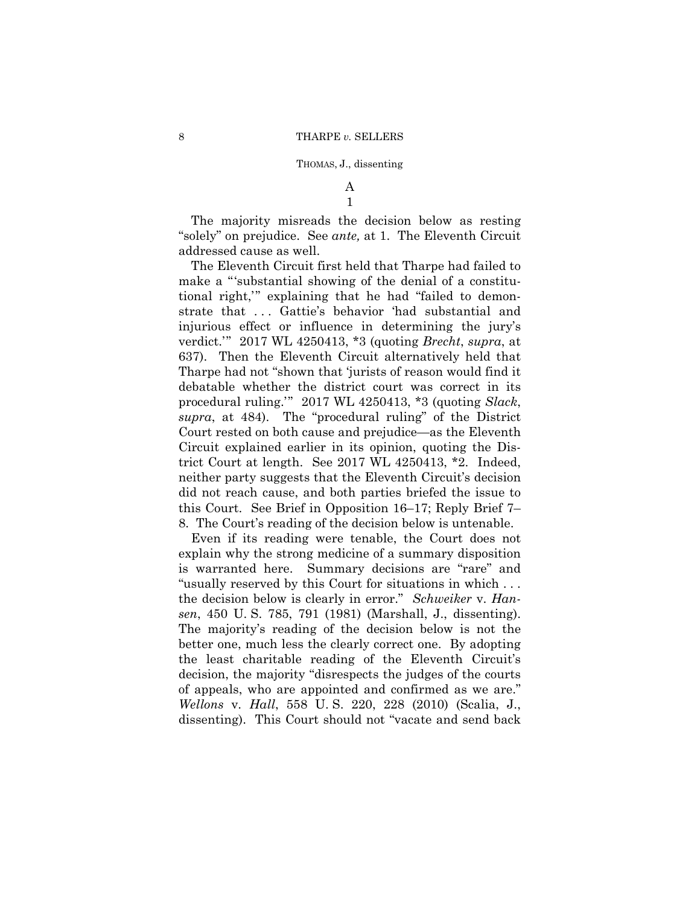A

1

The majority misreads the decision below as resting "solely" on prejudice. See *ante,* at 1. The Eleventh Circuit addressed cause as well.

The Eleventh Circuit first held that Tharpe had failed to make a "'substantial showing of the denial of a constitutional right,'" explaining that he had "failed to demonstrate that . . . Gattie's behavior 'had substantial and injurious effect or influence in determining the jury's verdict.'" 2017 WL 4250413, *3 (quoting *Brecht*, *supra*, at 637). Then the Eleventh Circuit alternatively held that Tharpe had not "shown that 'jurists of reason would find it debatable whether the district court was correct in its procedural ruling.'" 2017 WL 4250413, *3 (quoting *Slack*, *supra*, at 484). The "procedural ruling" of the District Court rested on both cause and prejudice—as the Eleventh Circuit explained earlier in its opinion, quoting the District Court at length. See 2017 WL 4250413, *2. Indeed, neither party suggests that the Eleventh Circuit's decision did not reach cause, and both parties briefed the issue to this Court. See Brief in Opposition 16–17; Reply Brief 7–8. The Court's reading of the decision below is untenable.

Even if its reading were tenable, the Court does not explain why the strong medicine of a summary disposition is warranted here. Summary decisions are "rare" and "usually reserved by this Court for situations in which . . . the decision below is clearly in error." *Schweiker* v. *Hansen*, 450 U. S. 785, 791 (1981) (Marshall, J., dissenting). The majority's reading of the decision below is not the better one, much less the clearly correct one. By adopting the least charitable reading of the Eleventh Circuit's decision, the majority "disrespects the judges of the courts of appeals, who are appointed and confirmed as we are." *Wellons* v. *Hall*, 558 U. S. 220, 228 (2010) (Scalia, J., dissenting). This Court should not "vacate and send back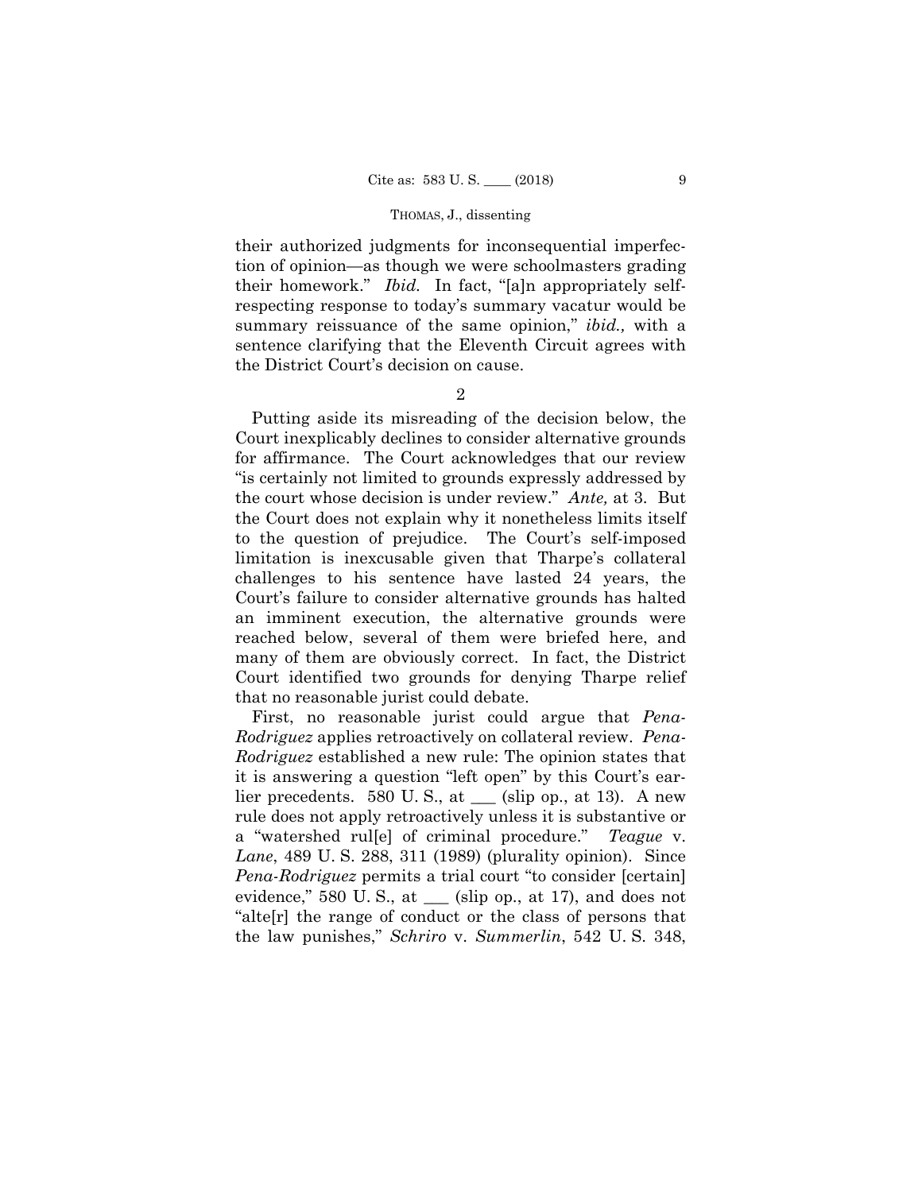their authorized judgments for inconsequential imperfection of opinion—as though we were schoolmasters grading their homework." *Ibid.* In fact, "[a]n appropriately self-respecting response to today's summary vacatur would be summary reissuance of the same opinion," *ibid.,* with a sentence clarifying that the Eleventh Circuit agrees with the District Court's decision on cause.

2

Putting aside its misreading of the decision below, the Court inexplicably declines to consider alternative grounds for affirmance. The Court acknowledges that our review "is certainly not limited to grounds expressly addressed by the court whose decision is under review." *Ante,* at 3. But the Court does not explain why it nonetheless limits itself to the question of prejudice. The Court's self-imposed limitation is inexcusable given that Tharpe's collateral challenges to his sentence have lasted 24 years, the Court's failure to consider alternative grounds has halted an imminent execution, the alternative grounds were reached below, several of them were briefed here, and many of them are obviously correct. In fact, the District Court identified two grounds for denying Tharpe relief that no reasonable jurist could debate.

First, no reasonable jurist could argue that *Pena-Rodriguez* applies retroactively on collateral review. *Pena-Rodriguez* established a new rule: The opinion states that it is answering a question "left open" by this Court's earlier precedents. 580 U. S., at ___ (slip op., at 13). A new rule does not apply retroactively unless it is substantive or a "watershed rul[e] of criminal procedure." *Teague* v. *Lane*, 489 U. S. 288, 311 (1989) (plurality opinion). Since *Pena-Rodriguez* permits a trial court "to consider [certain] evidence," 580 U. S., at ___ (slip op., at 17), and does not "alte[r] the range of conduct or the class of persons that the law punishes," *Schriro* v. *Summerlin*, 542 U. S. 348,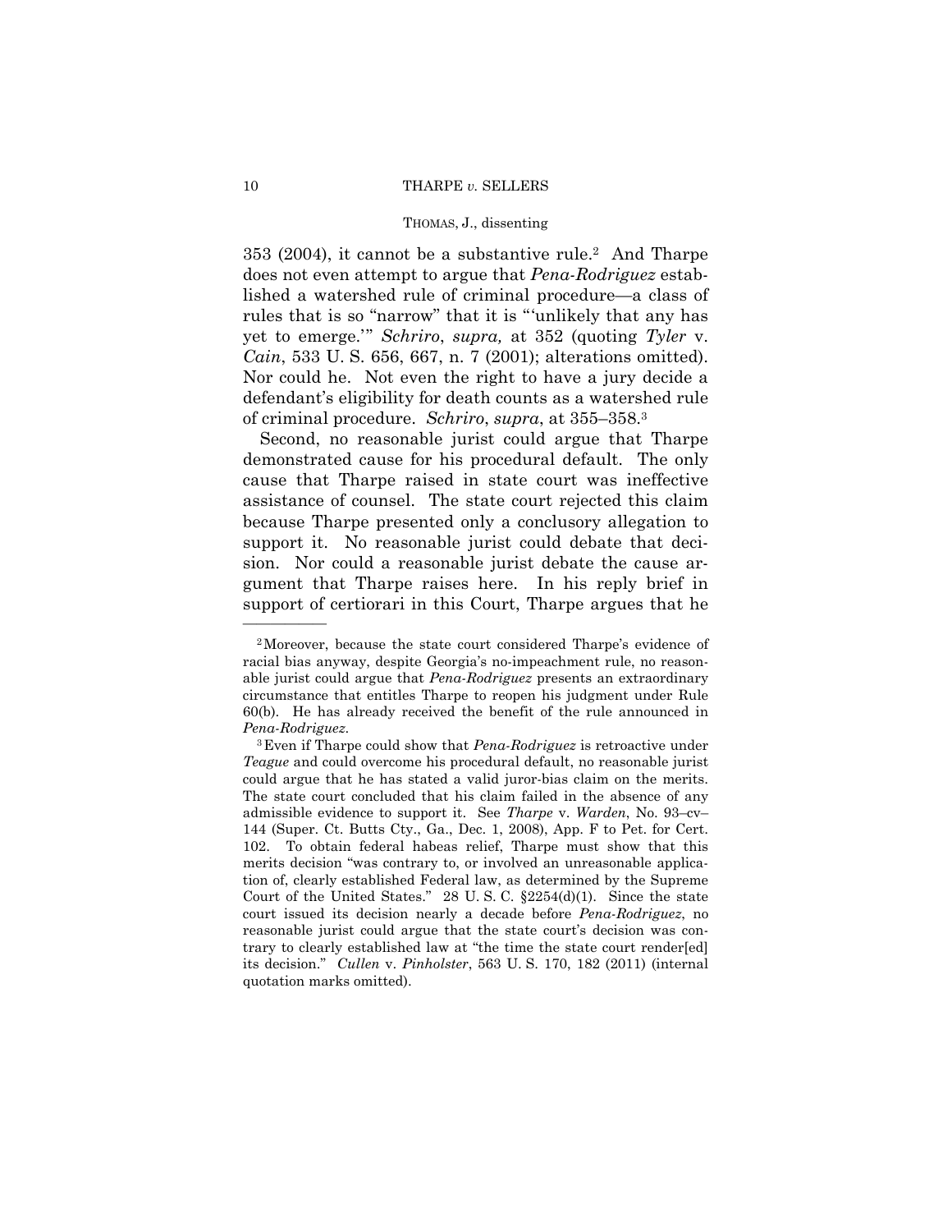353 (2004), it cannot be a substantive rule.[2] And Tharpe does not even attempt to argue that *Pena-Rodriguez* established a watershed rule of criminal procedure—a class of rules that is so "narrow" that it is "'unlikely that any has yet to emerge.'" *Schriro*, *supra,* at 352 (quoting *Tyler* v. *Cain*, 533 U. S. 656, 667, n. 7 (2001); alterations omitted). Nor could he. Not even the right to have a jury decide a defendant's eligibility for death counts as a watershed rule of criminal procedure. *Schriro*, *supra*, at 355–358.[3]

Second, no reasonable jurist could argue that Tharpe demonstrated cause for his procedural default. The only cause that Tharpe raised in state court was ineffective assistance of counsel. The state court rejected this claim because Tharpe presented only a conclusory allegation to support it. No reasonable jurist could debate that decision. Nor could a reasonable jurist debate the cause argument that Tharpe raises here. In his reply brief in support of certiorari in this Court, Tharpe argues that he

---

[2] Moreover, because the state court considered Tharpe's evidence of racial bias anyway, despite Georgia's no-impeachment rule, no reasonable jurist could argue that *Pena-Rodriguez* presents an extraordinary circumstance that entitles Tharpe to reopen his judgment under Rule 60(b). He has already received the benefit of the rule announced in *Pena-Rodriguez*.

[3] Even if Tharpe could show that *Pena-Rodriguez* is retroactive under *Teague* and could overcome his procedural default, no reasonable jurist could argue that he has stated a valid juror-bias claim on the merits. The state court concluded that his claim failed in the absence of any admissible evidence to support it. See *Tharpe* v. *Warden*, No. 93–cv–144 (Super. Ct. Butts Cty., Ga., Dec. 1, 2008), App. F to Pet. for Cert. 102. To obtain federal habeas relief, Tharpe must show that this merits decision "was contrary to, or involved an unreasonable application of, clearly established Federal law, as determined by the Supreme Court of the United States." 28 U. S. C. §2254(d)(1). Since the state court issued its decision nearly a decade before *Pena-Rodriguez*, no reasonable jurist could argue that the state court's decision was contrary to clearly established law at "the time the state court render[ed] its decision." *Cullen* v. *Pinholster*, 563 U. S. 170, 182 (2011) (internal quotation marks omitted).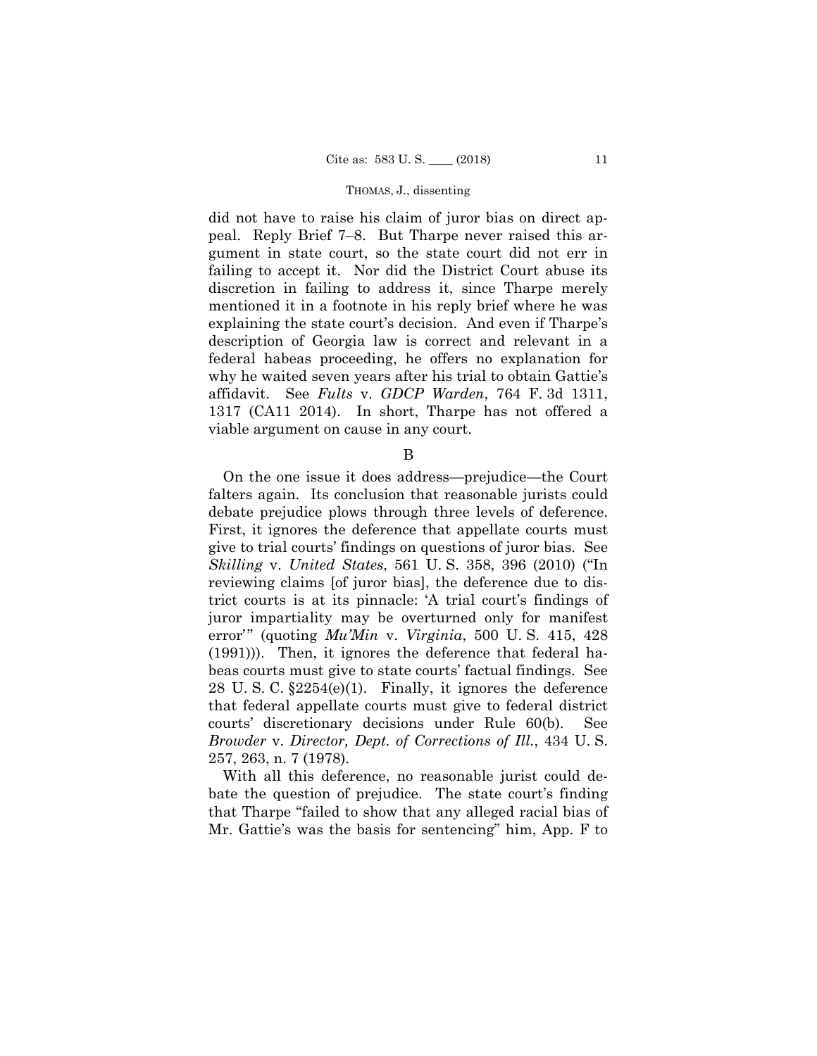did not have to raise his claim of juror bias on direct appeal. Reply Brief 7–8. But Tharpe never raised this argument in state court, so the state court did not err in failing to accept it. Nor did the District Court abuse its discretion in failing to address it, since Tharpe merely mentioned it in a footnote in his reply brief where he was explaining the state court's decision. And even if Tharpe's description of Georgia law is correct and relevant in a federal habeas proceeding, he offers no explanation for why he waited seven years after his trial to obtain Gattie's affidavit. See *Fults* v. *GDCP Warden*, 764 F. 3d 1311, 1317 (CA11 2014). In short, Tharpe has not offered a viable argument on cause in any court.

B

On the one issue it does address—prejudice—the Court falters again. Its conclusion that reasonable jurists could debate prejudice plows through three levels of deference. First, it ignores the deference that appellate courts must give to trial courts' findings on questions of juror bias. See *Skilling* v. *United States*, 561 U. S. 358, 396 (2010) ("In reviewing claims [of juror bias], the deference due to district courts is at its pinnacle: 'A trial court's findings of juror impartiality may be overturned only for manifest error'" (quoting *Mu'Min* v. *Virginia*, 500 U. S. 415, 428 (1991))). Then, it ignores the deference that federal habeas courts must give to state courts' factual findings. See 28 U. S. C. §2254(e)(1). Finally, it ignores the deference that federal appellate courts must give to federal district courts' discretionary decisions under Rule 60(b). See *Browder* v. *Director, Dept. of Corrections of Ill.*, 434 U. S. 257, 263, n. 7 (1978).

With all this deference, no reasonable jurist could debate the question of prejudice. The state court's finding that Tharpe "failed to show that any alleged racial bias of Mr. Gattie's was the basis for sentencing" him, App. F to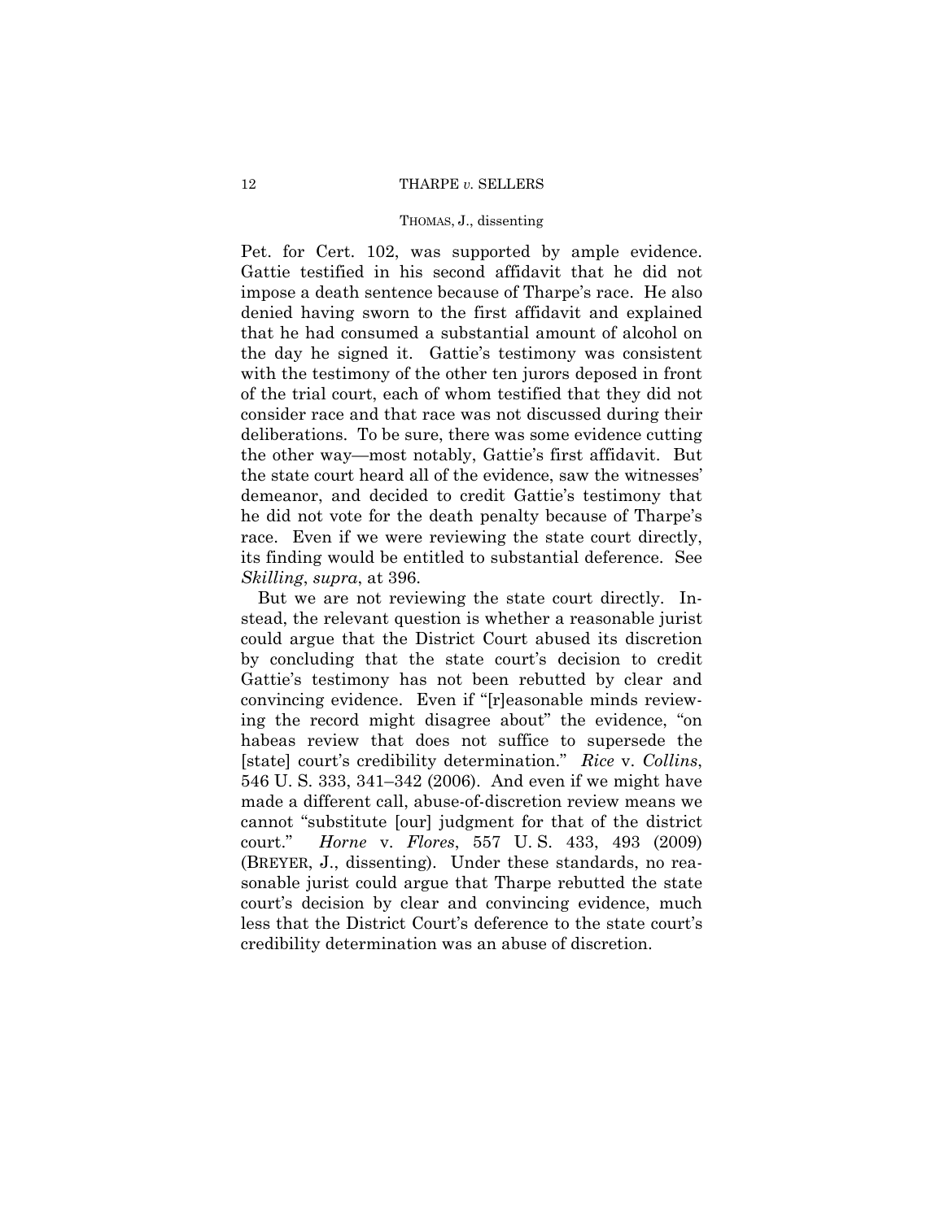Pet. for Cert. 102, was supported by ample evidence. Gattie testified in his second affidavit that he did not impose a death sentence because of Tharpe's race. He also denied having sworn to the first affidavit and explained that he had consumed a substantial amount of alcohol on the day he signed it. Gattie's testimony was consistent with the testimony of the other ten jurors deposed in front of the trial court, each of whom testified that they did not consider race and that race was not discussed during their deliberations. To be sure, there was some evidence cutting the other way—most notably, Gattie's first affidavit. But the state court heard all of the evidence, saw the witnesses' demeanor, and decided to credit Gattie's testimony that he did not vote for the death penalty because of Tharpe's race. Even if we were reviewing the state court directly, its finding would be entitled to substantial deference. See *Skilling*, *supra*, at 396.

But we are not reviewing the state court directly. Instead, the relevant question is whether a reasonable jurist could argue that the District Court abused its discretion by concluding that the state court's decision to credit Gattie's testimony has not been rebutted by clear and convincing evidence. Even if "[r]easonable minds reviewing the record might disagree about" the evidence, "on habeas review that does not suffice to supersede the [state] court's credibility determination." *Rice* v. *Collins*, 546 U. S. 333, 341–342 (2006). And even if we might have made a different call, abuse-of-discretion review means we cannot "substitute [our] judgment for that of the district court." *Horne* v. *Flores*, 557 U. S. 433, 493 (2009) (BREYER, J., dissenting). Under these standards, no reasonable jurist could argue that Tharpe rebutted the state court's decision by clear and convincing evidence, much less that the District Court's deference to the state court's credibility determination was an abuse of discretion.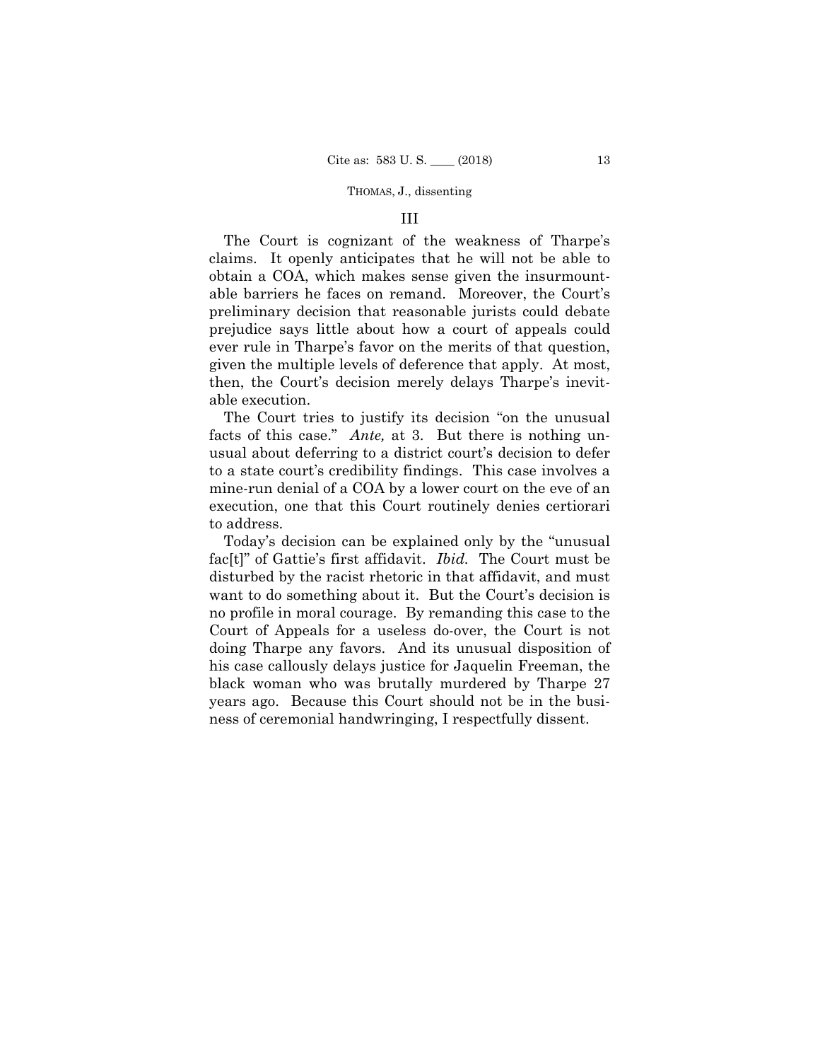## III

The Court is cognizant of the weakness of Tharpe's claims. It openly anticipates that he will not be able to obtain a COA, which makes sense given the insurmountable barriers he faces on remand. Moreover, the Court's preliminary decision that reasonable jurists could debate prejudice says little about how a court of appeals could ever rule in Tharpe's favor on the merits of that question, given the multiple levels of deference that apply. At most, then, the Court's decision merely delays Tharpe's inevitable execution.

The Court tries to justify its decision "on the unusual facts of this case." *Ante,* at 3. But there is nothing unusual about deferring to a district court's decision to defer to a state court's credibility findings. This case involves a mine-run denial of a COA by a lower court on the eve of an execution, one that this Court routinely denies certiorari to address.

Today's decision can be explained only by the "unusual fac[t]" of Gattie's first affidavit. *Ibid.* The Court must be disturbed by the racist rhetoric in that affidavit, and must want to do something about it. But the Court's decision is no profile in moral courage. By remanding this case to the Court of Appeals for a useless do-over, the Court is not doing Tharpe any favors. And its unusual disposition of his case callously delays justice for Jaquelin Freeman, the black woman who was brutally murdered by Tharpe 27 years ago. Because this Court should not be in the business of ceremonial handwringing, I respectfully dissent.